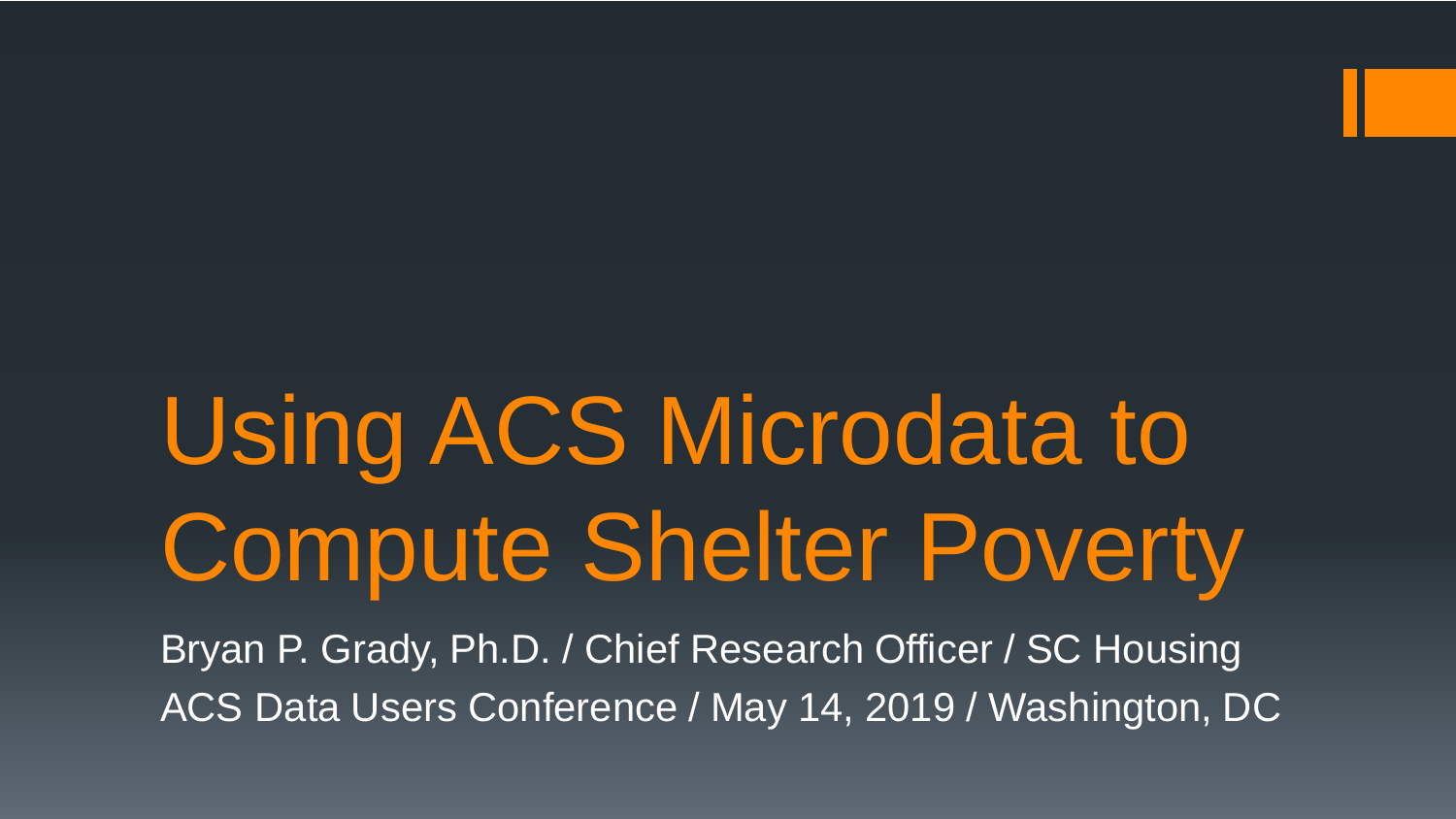# Using ACS Microdata to Compute Shelter Poverty

Bryan P. Grady, Ph.D. / Chief Research Officer / SC Housing

ACS Data Users Conference / May 14, 2019 / Washington, DC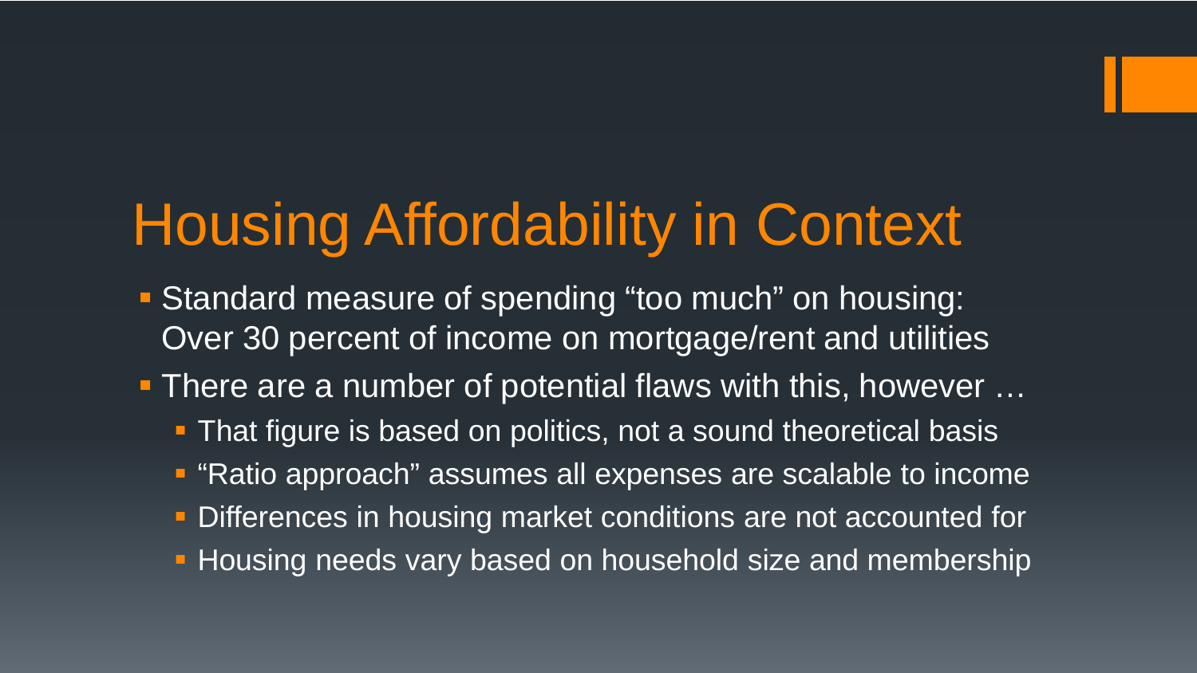# Housing Affordability in Context

- Standard measure of spending "too much" on housing: Over 30 percent of income on mortgage/rent and utilities
- There are a number of potential flaws with this, however …
  - That figure is based on politics, not a sound theoretical basis
  - "Ratio approach" assumes all expenses are scalable to income
  - Differences in housing market conditions are not accounted for
  - Housing needs vary based on household size and membership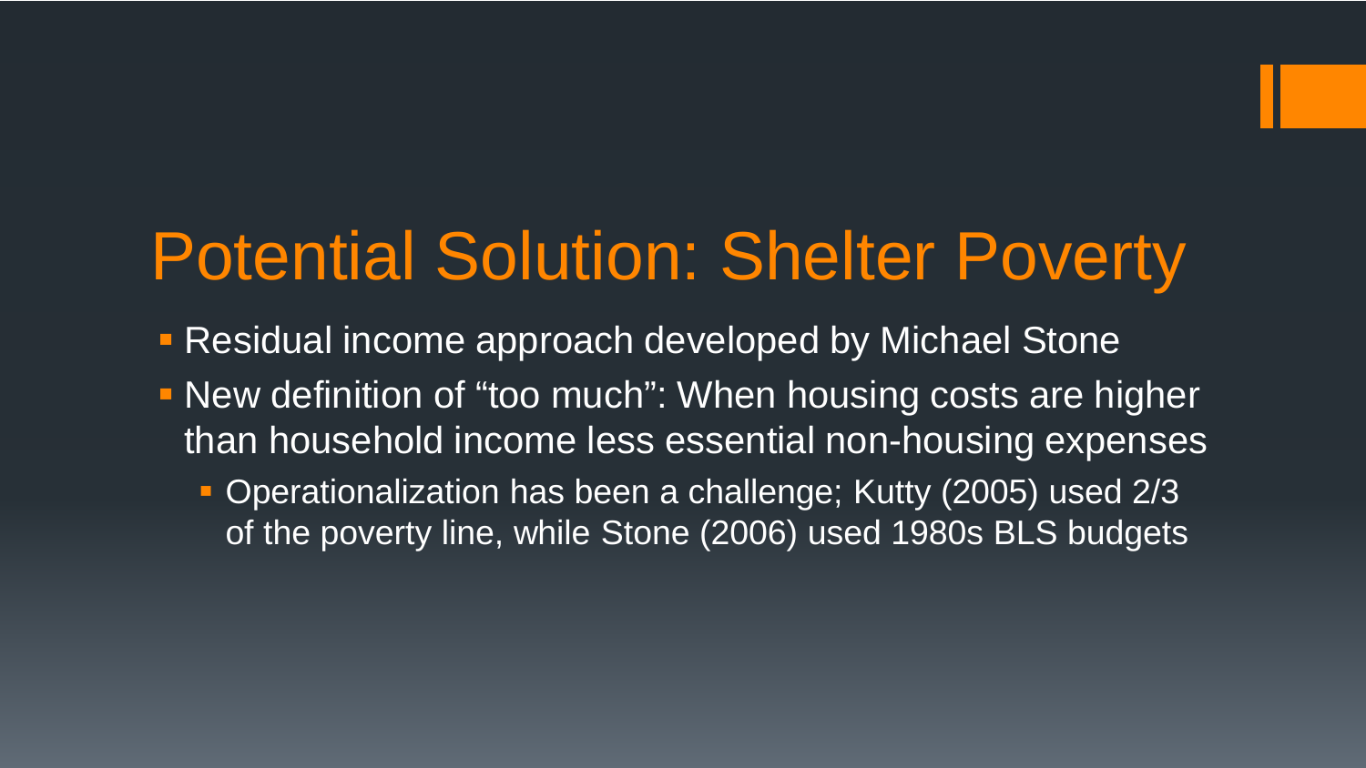# Potential Solution: Shelter Poverty

- Residual income approach developed by Michael Stone
- New definition of "too much": When housing costs are higher than household income less essential non-housing expenses
  - Operationalization has been a challenge; Kutty (2005) used 2/3 of the poverty line, while Stone (2006) used 1980s BLS budgets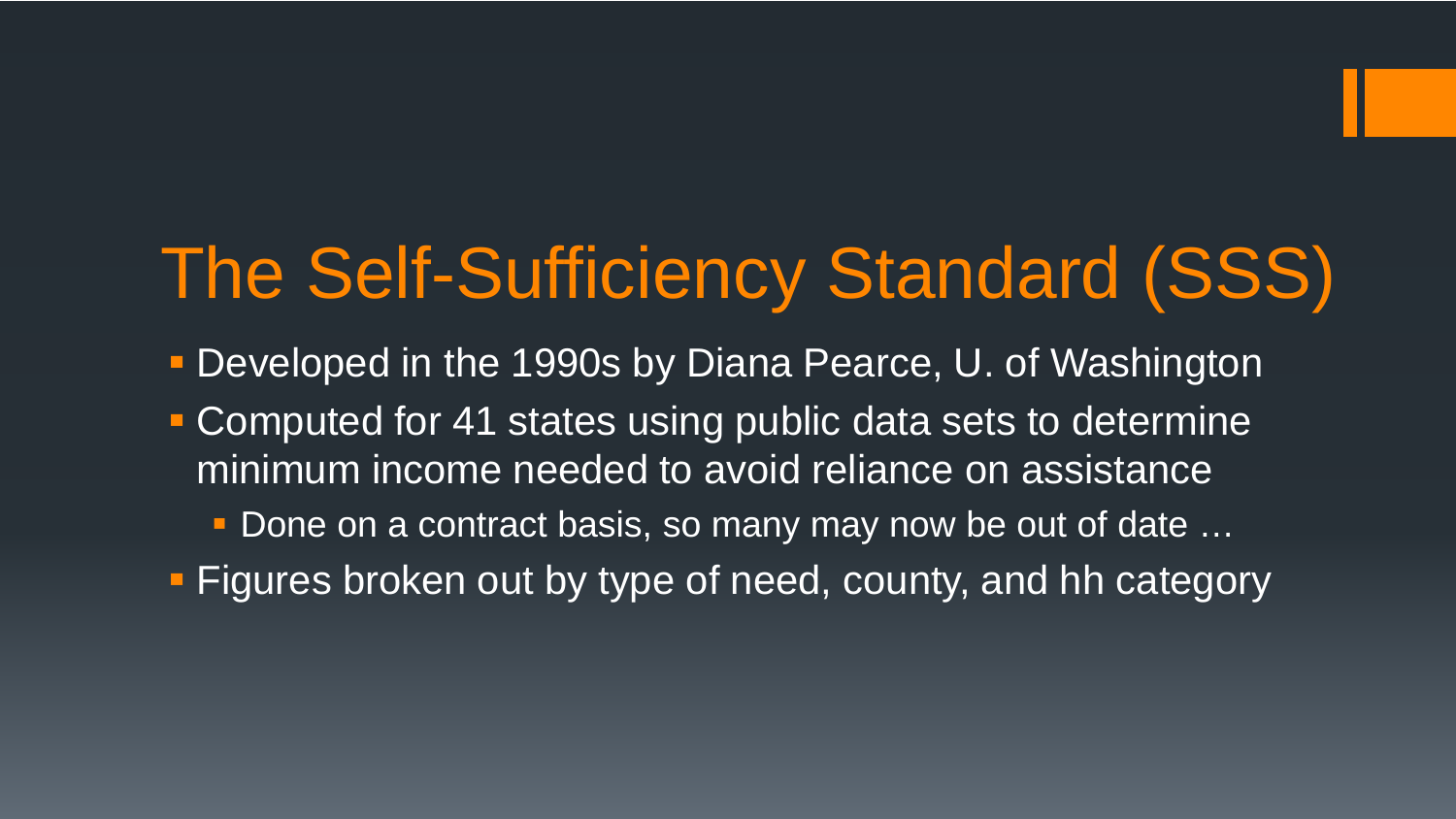# The Self-Sufficiency Standard (SSS)

- Developed in the 1990s by Diana Pearce, U. of Washington
- Computed for 41 states using public data sets to determine minimum income needed to avoid reliance on assistance
  - Done on a contract basis, so many may now be out of date …
- Figures broken out by type of need, county, and hh category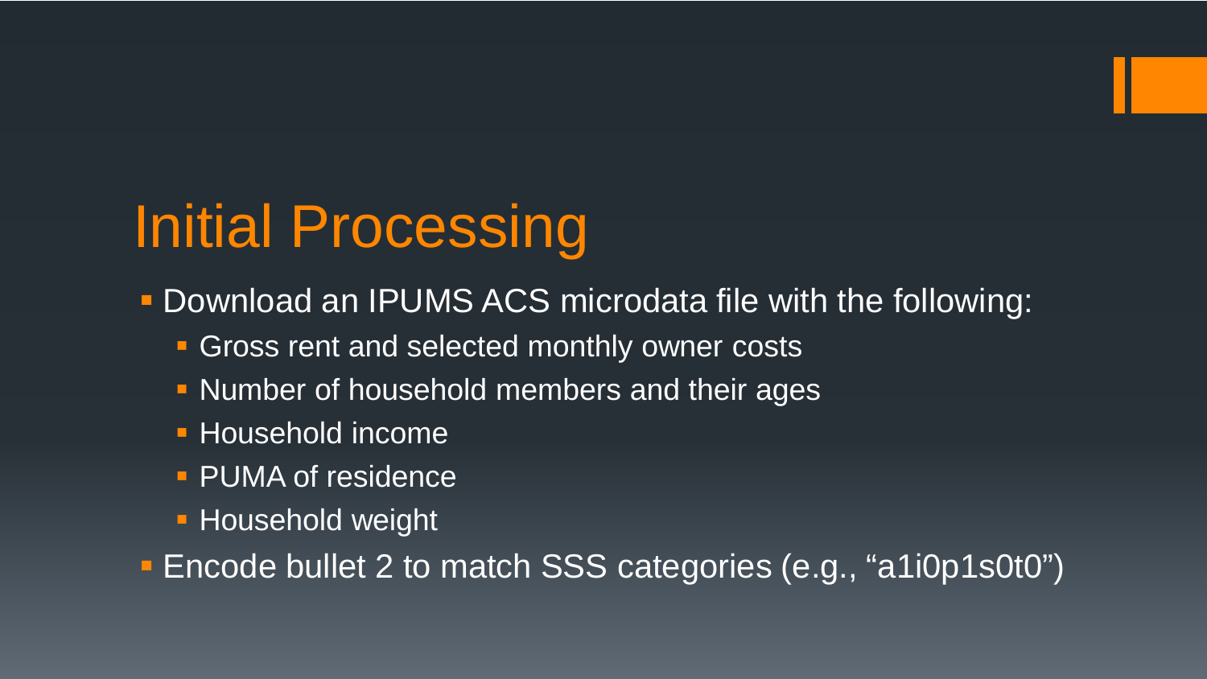# Initial Processing

- Download an IPUMS ACS microdata file with the following:
  - Gross rent and selected monthly owner costs
  - Number of household members and their ages
  - Household income
  - PUMA of residence
  - Household weight
- Encode bullet 2 to match SSS categories (e.g., “a1i0p1s0t0”)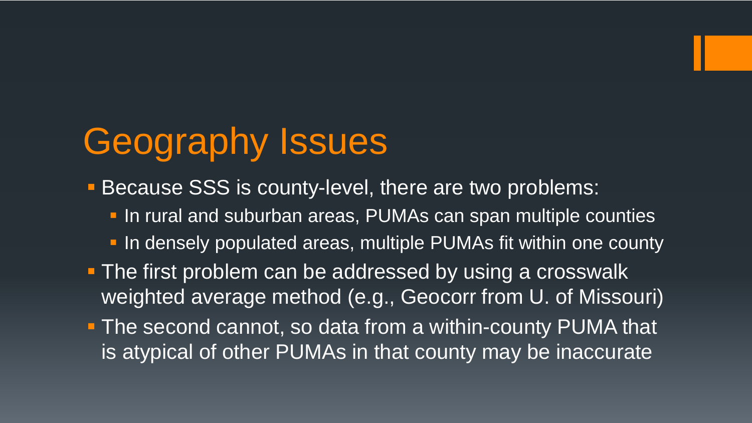# Geography Issues

- Because SSS is county-level, there are two problems:
  - In rural and suburban areas, PUMAs can span multiple counties
  - In densely populated areas, multiple PUMAs fit within one county
- The first problem can be addressed by using a crosswalk weighted average method (e.g., Geocorr from U. of Missouri)
- The second cannot, so data from a within-county PUMA that is atypical of other PUMAs in that county may be inaccurate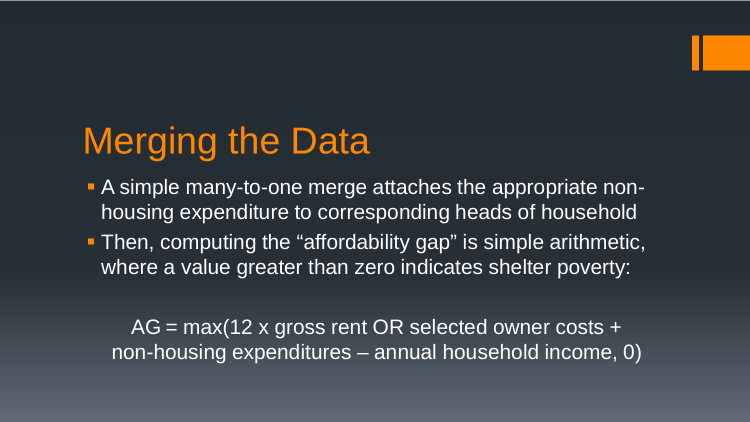# Merging the Data

- A simple many-to-one merge attaches the appropriate non-housing expenditure to corresponding heads of household
- Then, computing the "affordability gap" is simple arithmetic, where a value greater than zero indicates shelter poverty:

AG = max(12 x gross rent OR selected owner costs + non-housing expenditures – annual household income, 0)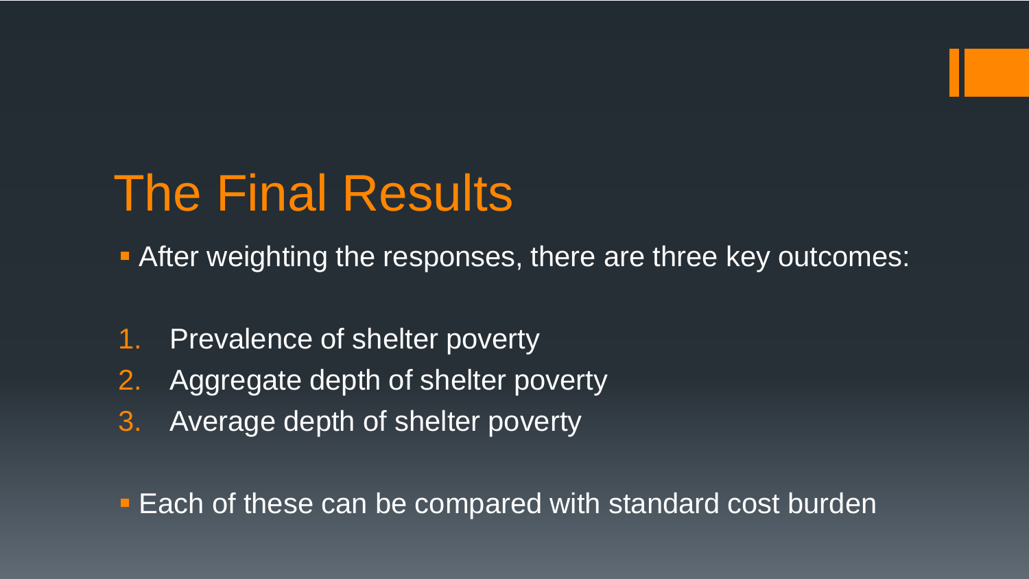# The Final Results

- After weighting the responses, there are three key outcomes:

1. Prevalence of shelter poverty
2. Aggregate depth of shelter poverty
3. Average depth of shelter poverty

- Each of these can be compared with standard cost burden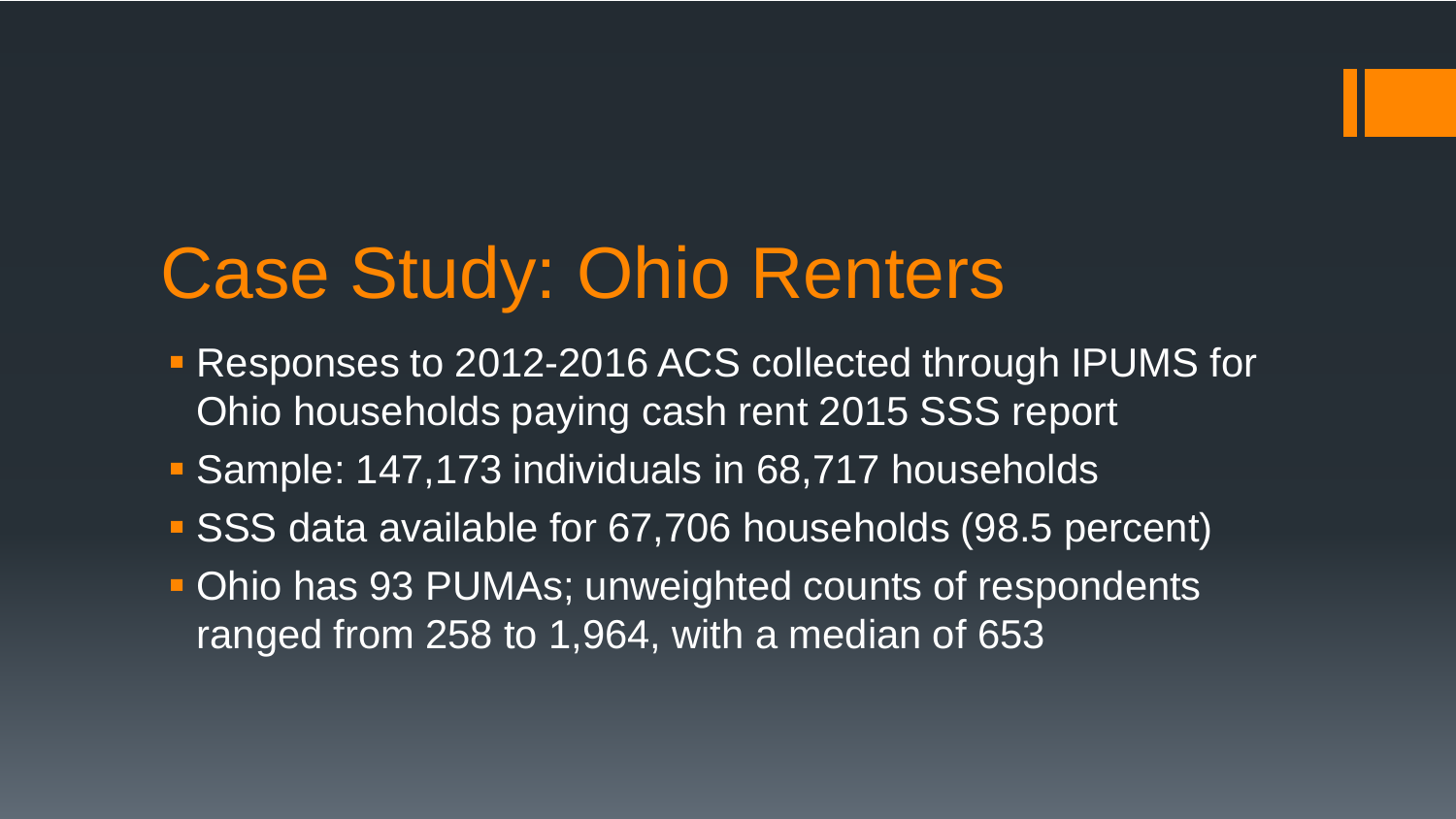# Case Study: Ohio Renters

- Responses to 2012-2016 ACS collected through IPUMS for Ohio households paying cash rent 2015 SSS report
- Sample: 147,173 individuals in 68,717 households
- SSS data available for 67,706 households (98.5 percent)
- Ohio has 93 PUMAs; unweighted counts of respondents ranged from 258 to 1,964, with a median of 653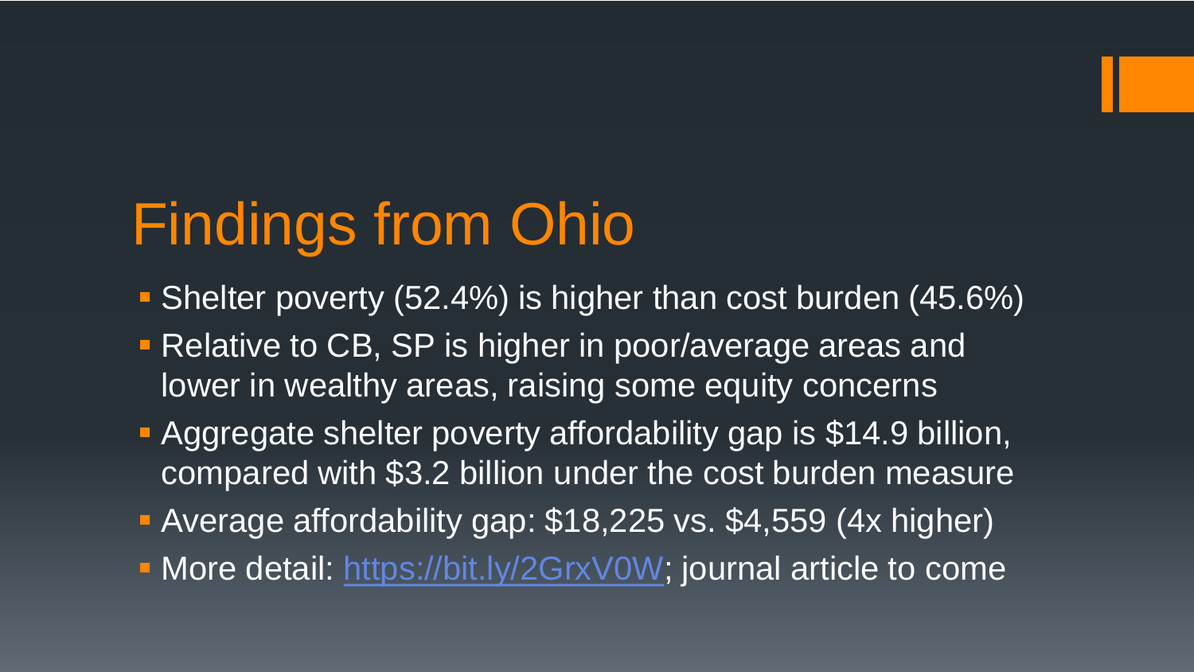# Findings from Ohio

- Shelter poverty (52.4%) is higher than cost burden (45.6%)
- Relative to CB, SP is higher in poor/average areas and lower in wealthy areas, raising some equity concerns
- Aggregate shelter poverty affordability gap is $14.9 billion, compared with $3.2 billion under the cost burden measure
- Average affordability gap: $18,225 vs. $4,559 (4x higher)
- More detail: [https://bit.ly/2GrxV0W](https://bit.ly/2GrxV0W); journal article to come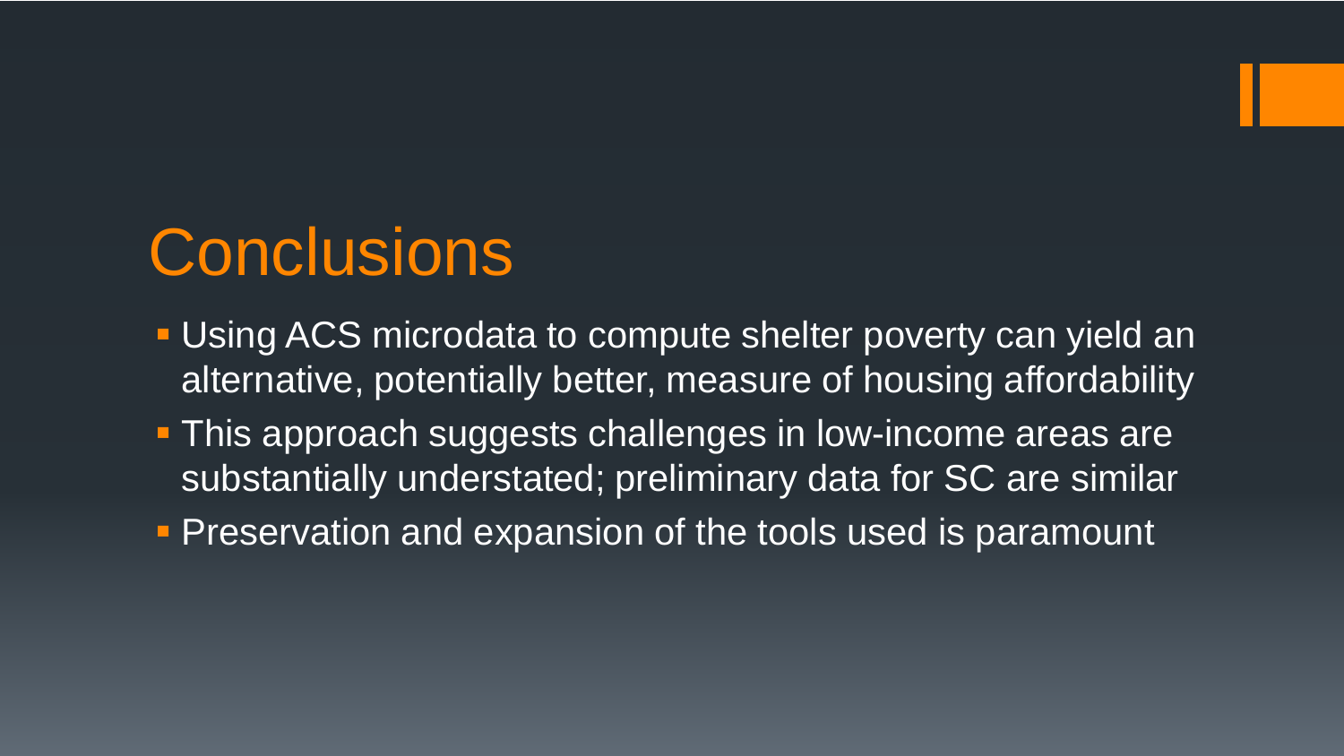# Conclusions

- Using ACS microdata to compute shelter poverty can yield an alternative, potentially better, measure of housing affordability
- This approach suggests challenges in low-income areas are substantially understated; preliminary data for SC are similar
- Preservation and expansion of the tools used is paramount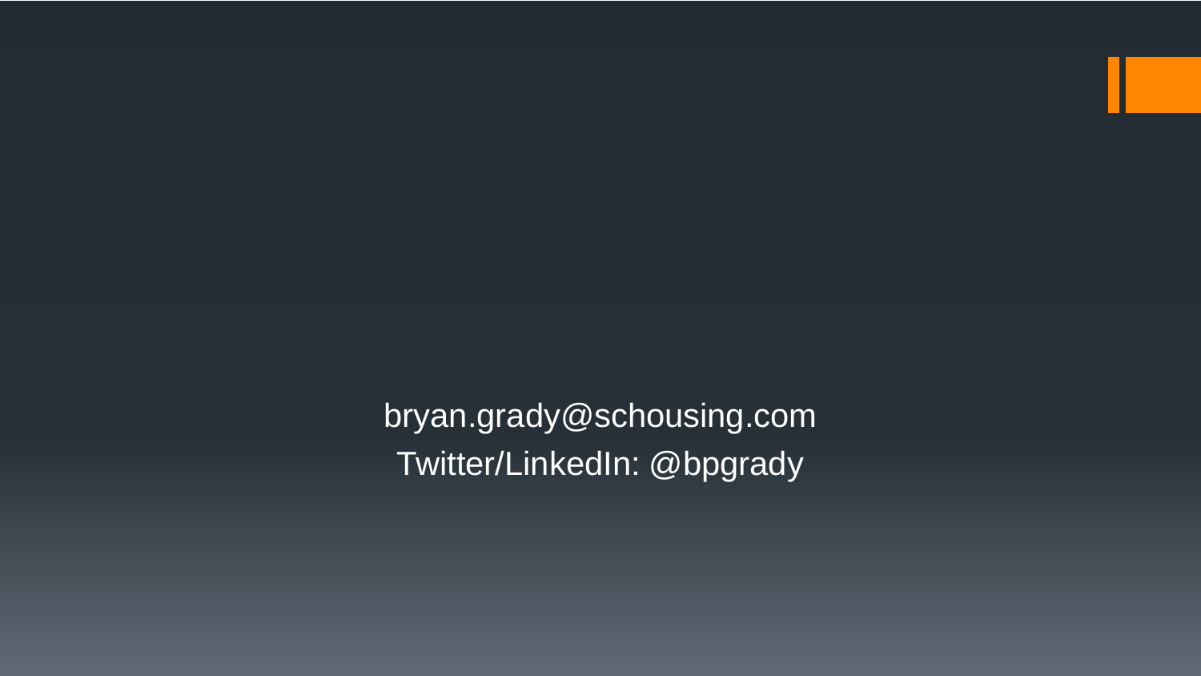bryan.grady@schousing.com

Twitter/LinkedIn: @bpgrady